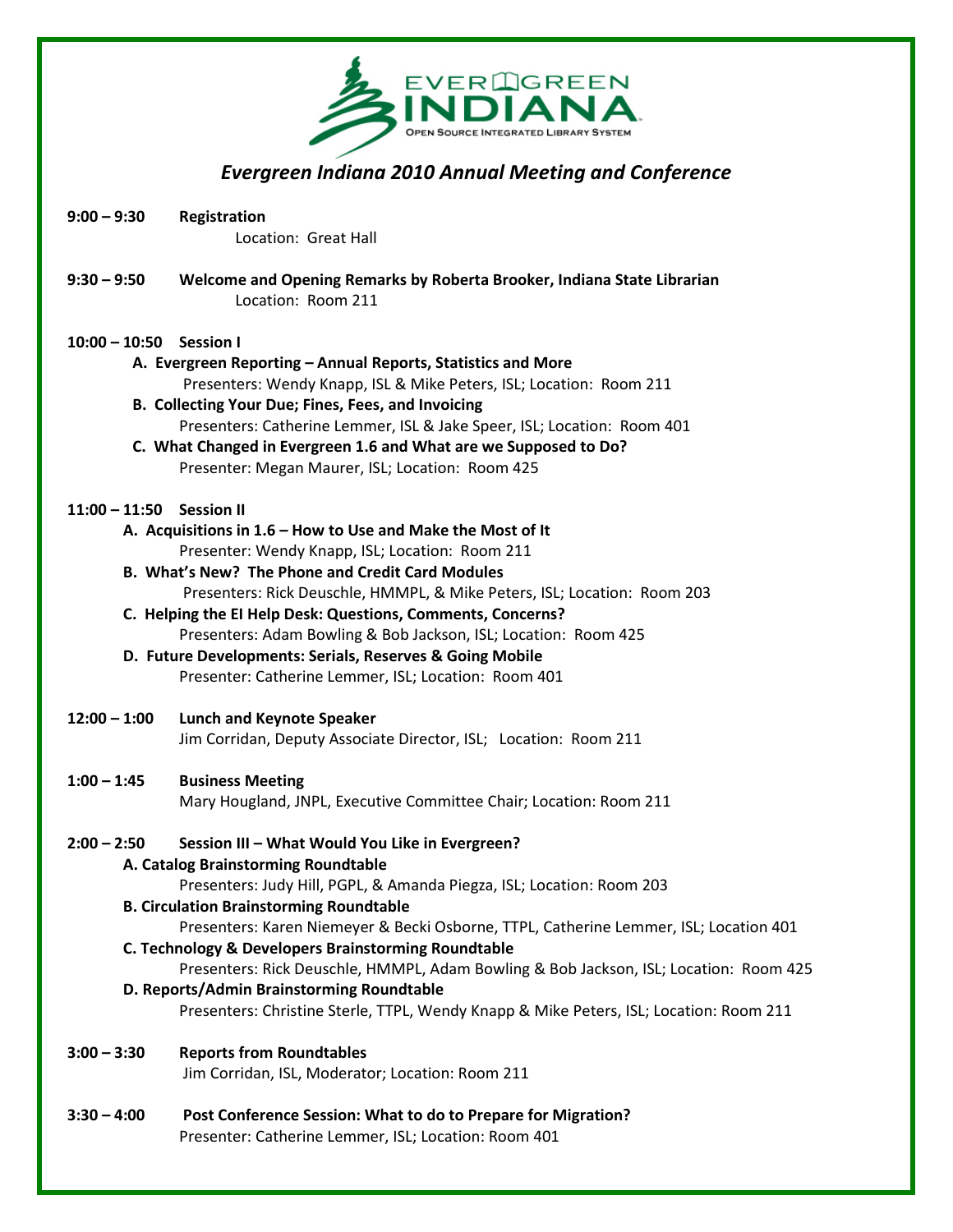EVERGREEN INDIANA
Open Source Integrated Library System

# *Evergreen Indiana 2010 Annual Meeting and Conference*

**9:00 – 9:30** **Registration**
Location: Great Hall

**9:30 – 9:50** **Welcome and Opening Remarks by Roberta Brooker, Indiana State Librarian**
Location: Room 211

**10:00 – 10:50 Session I**

- **A. Evergreen Reporting – Annual Reports, Statistics and More**
  Presenters: Wendy Knapp, ISL & Mike Peters, ISL; Location: Room 211
- **B. Collecting Your Due; Fines, Fees, and Invoicing**
  Presenters: Catherine Lemmer, ISL & Jake Speer, ISL; Location: Room 401
- **C. What Changed in Evergreen 1.6 and What are we Supposed to Do?**
  Presenter: Megan Maurer, ISL; Location: Room 425

**11:00 – 11:50 Session II**

- **A. Acquisitions in 1.6 – How to Use and Make the Most of It**
  Presenter: Wendy Knapp, ISL; Location: Room 211
- **B. What's New? The Phone and Credit Card Modules**
  Presenters: Rick Deuschle, HMMPL, & Mike Peters, ISL; Location: Room 203
- **C. Helping the EI Help Desk: Questions, Comments, Concerns?**
  Presenters: Adam Bowling & Bob Jackson, ISL; Location: Room 425
- **D. Future Developments: Serials, Reserves & Going Mobile**
  Presenter: Catherine Lemmer, ISL; Location: Room 401

**12:00 – 1:00** **Lunch and Keynote Speaker**
Jim Corridan, Deputy Associate Director, ISL; Location: Room 211

**1:00 – 1:45** **Business Meeting**
Mary Hougland, JNPL, Executive Committee Chair; Location: Room 211

**2:00 – 2:50** **Session III – What Would You Like in Evergreen?**

- **A. Catalog Brainstorming Roundtable**
  Presenters: Judy Hill, PGPL, & Amanda Piegza, ISL; Location: Room 203
- **B. Circulation Brainstorming Roundtable**
  Presenters: Karen Niemeyer & Becki Osborne, TTPL, Catherine Lemmer, ISL; Location 401
- **C. Technology & Developers Brainstorming Roundtable**
  Presenters: Rick Deuschle, HMMPL, Adam Bowling & Bob Jackson, ISL; Location: Room 425
- **D. Reports/Admin Brainstorming Roundtable**
  Presenters: Christine Sterle, TTPL, Wendy Knapp & Mike Peters, ISL; Location: Room 211

**3:00 – 3:30** **Reports from Roundtables**
Jim Corridan, ISL, Moderator; Location: Room 211

**3:30 – 4:00** **Post Conference Session: What to do to Prepare for Migration?**
Presenter: Catherine Lemmer, ISL; Location: Room 401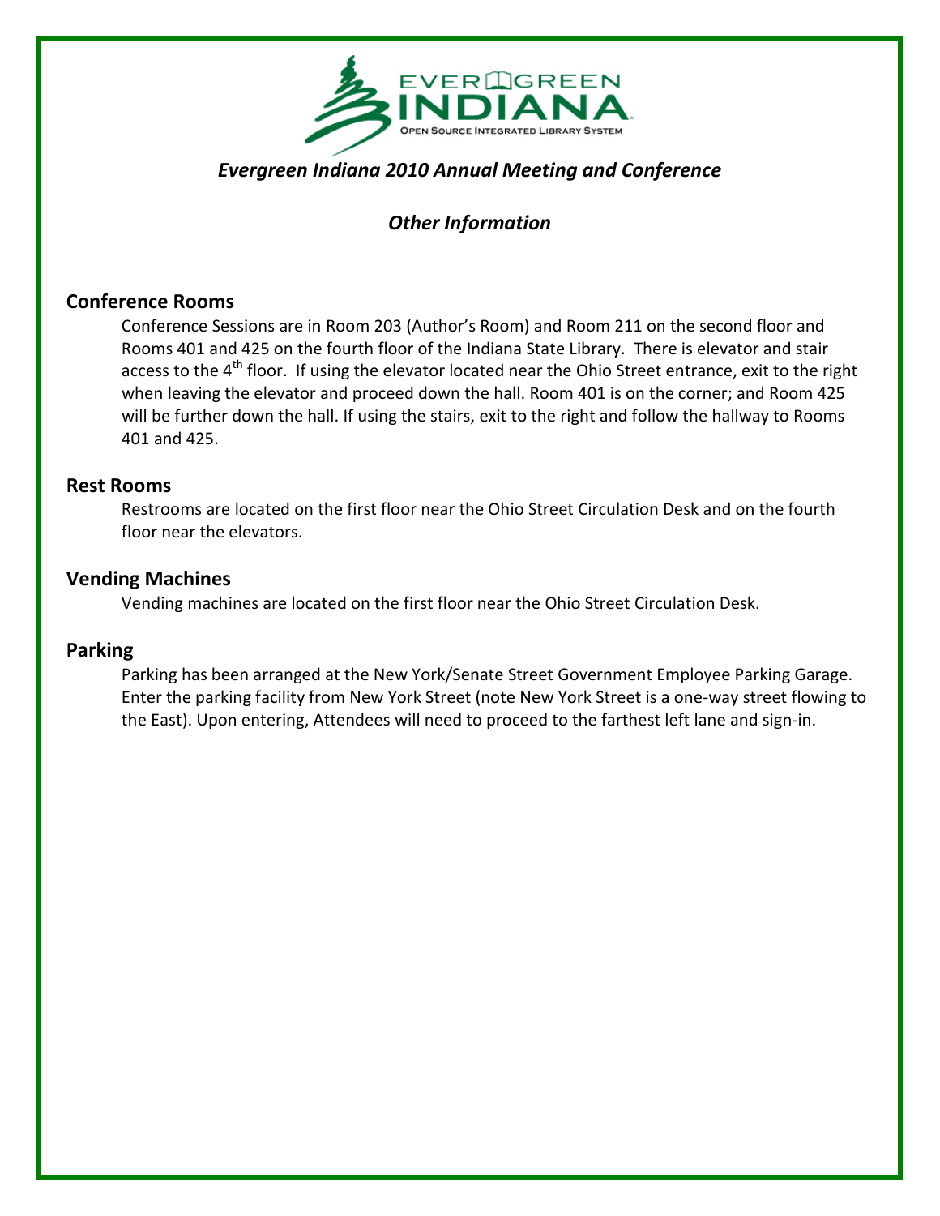*Evergreen Indiana 2010 Annual Meeting and Conference*

*Other Information*

## Conference Rooms

Conference Sessions are in Room 203 (Author's Room) and Room 211 on the second floor and Rooms 401 and 425 on the fourth floor of the Indiana State Library. There is elevator and stair access to the 4th floor. If using the elevator located near the Ohio Street entrance, exit to the right when leaving the elevator and proceed down the hall. Room 401 is on the corner; and Room 425 will be further down the hall. If using the stairs, exit to the right and follow the hallway to Rooms 401 and 425.

## Rest Rooms

Restrooms are located on the first floor near the Ohio Street Circulation Desk and on the fourth floor near the elevators.

## Vending Machines

Vending machines are located on the first floor near the Ohio Street Circulation Desk.

## Parking

Parking has been arranged at the New York/Senate Street Government Employee Parking Garage. Enter the parking facility from New York Street (note New York Street is a one-way street flowing to the East). Upon entering, Attendees will need to proceed to the farthest left lane and sign-in.